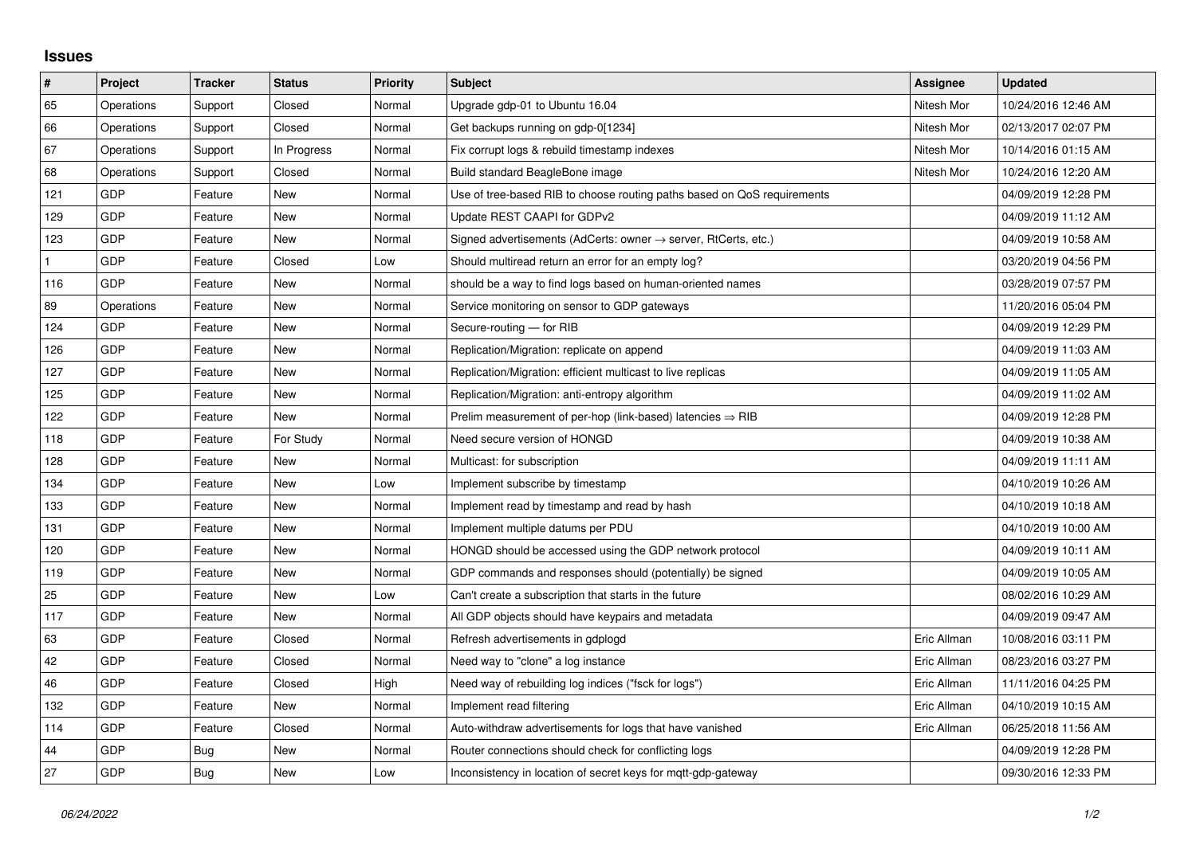# Issues

| # | Project | Tracker | Status | Priority | Subject | Assignee | Updated |
|---|---|---|---|---|---|---|---|
| 65 | Operations | Support | Closed | Normal | Upgrade gdp-01 to Ubuntu 16.04 | Nitesh Mor | 10/24/2016 12:46 AM |
| 66 | Operations | Support | Closed | Normal | Get backups running on gdp-0[1234] | Nitesh Mor | 02/13/2017 02:07 PM |
| 67 | Operations | Support | In Progress | Normal | Fix corrupt logs & rebuild timestamp indexes | Nitesh Mor | 10/14/2016 01:15 AM |
| 68 | Operations | Support | Closed | Normal | Build standard BeagleBone image | Nitesh Mor | 10/24/2016 12:20 AM |
| 121 | GDP | Feature | New | Normal | Use of tree-based RIB to choose routing paths based on QoS requirements | | 04/09/2019 12:28 PM |
| 129 | GDP | Feature | New | Normal | Update REST CAAPI for GDPv2 | | 04/09/2019 11:12 AM |
| 123 | GDP | Feature | New | Normal | Signed advertisements (AdCerts: owner → server, RtCerts, etc.) | | 04/09/2019 10:58 AM |
| 1 | GDP | Feature | Closed | Low | Should multiread return an error for an empty log? | | 03/20/2019 04:56 PM |
| 116 | GDP | Feature | New | Normal | should be a way to find logs based on human-oriented names | | 03/28/2019 07:57 PM |
| 89 | Operations | Feature | New | Normal | Service monitoring on sensor to GDP gateways | | 11/20/2016 05:04 PM |
| 124 | GDP | Feature | New | Normal | Secure-routing — for RIB | | 04/09/2019 12:29 PM |
| 126 | GDP | Feature | New | Normal | Replication/Migration: replicate on append | | 04/09/2019 11:03 AM |
| 127 | GDP | Feature | New | Normal | Replication/Migration: efficient multicast to live replicas | | 04/09/2019 11:05 AM |
| 125 | GDP | Feature | New | Normal | Replication/Migration: anti-entropy algorithm | | 04/09/2019 11:02 AM |
| 122 | GDP | Feature | New | Normal | Prelim measurement of per-hop (link-based) latencies ⇒ RIB | | 04/09/2019 12:28 PM |
| 118 | GDP | Feature | For Study | Normal | Need secure version of HONGD | | 04/09/2019 10:38 AM |
| 128 | GDP | Feature | New | Normal | Multicast: for subscription | | 04/09/2019 11:11 AM |
| 134 | GDP | Feature | New | Low | Implement subscribe by timestamp | | 04/10/2019 10:26 AM |
| 133 | GDP | Feature | New | Normal | Implement read by timestamp and read by hash | | 04/10/2019 10:18 AM |
| 131 | GDP | Feature | New | Normal | Implement multiple datums per PDU | | 04/10/2019 10:00 AM |
| 120 | GDP | Feature | New | Normal | HONGD should be accessed using the GDP network protocol | | 04/09/2019 10:11 AM |
| 119 | GDP | Feature | New | Normal | GDP commands and responses should (potentially) be signed | | 04/09/2019 10:05 AM |
| 25 | GDP | Feature | New | Low | Can't create a subscription that starts in the future | | 08/02/2016 10:29 AM |
| 117 | GDP | Feature | New | Normal | All GDP objects should have keypairs and metadata | | 04/09/2019 09:47 AM |
| 63 | GDP | Feature | Closed | Normal | Refresh advertisements in gdplogd | Eric Allman | 10/08/2016 03:11 PM |
| 42 | GDP | Feature | Closed | Normal | Need way to "clone" a log instance | Eric Allman | 08/23/2016 03:27 PM |
| 46 | GDP | Feature | Closed | High | Need way of rebuilding log indices ("fsck for logs") | Eric Allman | 11/11/2016 04:25 PM |
| 132 | GDP | Feature | New | Normal | Implement read filtering | Eric Allman | 04/10/2019 10:15 AM |
| 114 | GDP | Feature | Closed | Normal | Auto-withdraw advertisements for logs that have vanished | Eric Allman | 06/25/2018 11:56 AM |
| 44 | GDP | Bug | New | Normal | Router connections should check for conflicting logs | | 04/09/2019 12:28 PM |
| 27 | GDP | Bug | New | Low | Inconsistency in location of secret keys for mqtt-gdp-gateway | | 09/30/2016 12:33 PM |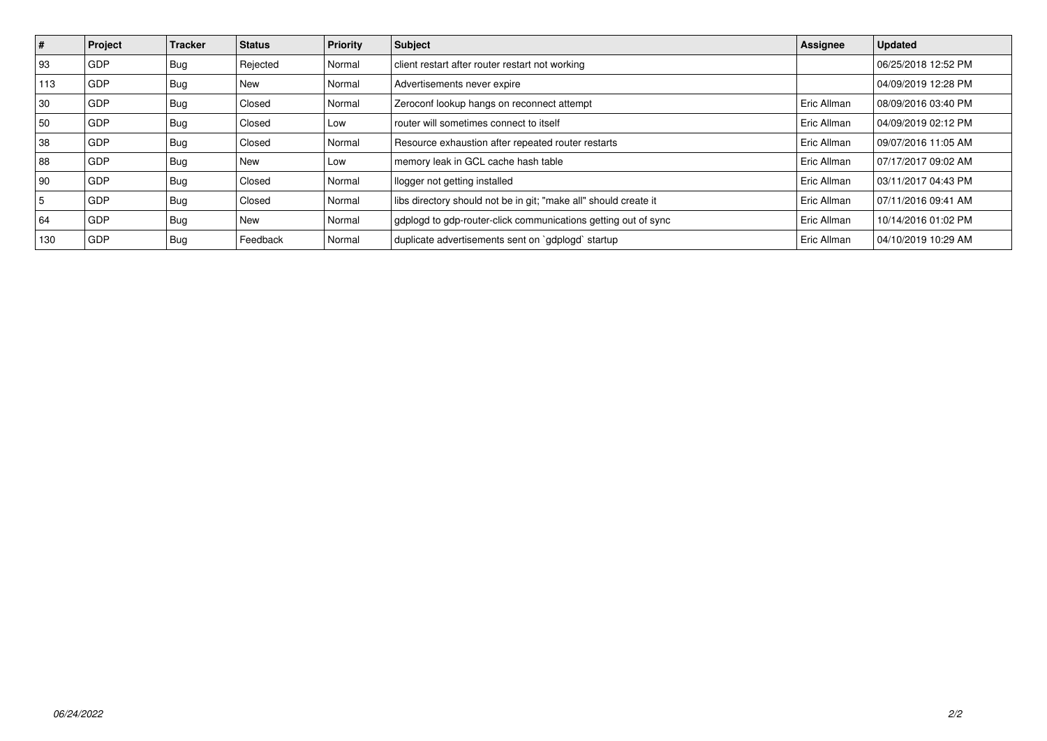| # | Project | Tracker | Status | Priority | Subject | Assignee | Updated |
|---|---|---|---|---|---|---|---|
| 93 | GDP | Bug | Rejected | Normal | client restart after router restart not working | | 06/25/2018 12:52 PM |
| 113 | GDP | Bug | New | Normal | Advertisements never expire | | 04/09/2019 12:28 PM |
| 30 | GDP | Bug | Closed | Normal | Zeroconf lookup hangs on reconnect attempt | Eric Allman | 08/09/2016 03:40 PM |
| 50 | GDP | Bug | Closed | Low | router will sometimes connect to itself | Eric Allman | 04/09/2019 02:12 PM |
| 38 | GDP | Bug | Closed | Normal | Resource exhaustion after repeated router restarts | Eric Allman | 09/07/2016 11:05 AM |
| 88 | GDP | Bug | New | Low | memory leak in GCL cache hash table | Eric Allman | 07/17/2017 09:02 AM |
| 90 | GDP | Bug | Closed | Normal | llogger not getting installed | Eric Allman | 03/11/2017 04:43 PM |
| 5 | GDP | Bug | Closed | Normal | libs directory should not be in git; "make all" should create it | Eric Allman | 07/11/2016 09:41 AM |
| 64 | GDP | Bug | New | Normal | gdplogd to gdp-router-click communications getting out of sync | Eric Allman | 10/14/2016 01:02 PM |
| 130 | GDP | Bug | Feedback | Normal | duplicate advertisements sent on `gdplogd` startup | Eric Allman | 04/10/2019 10:29 AM |